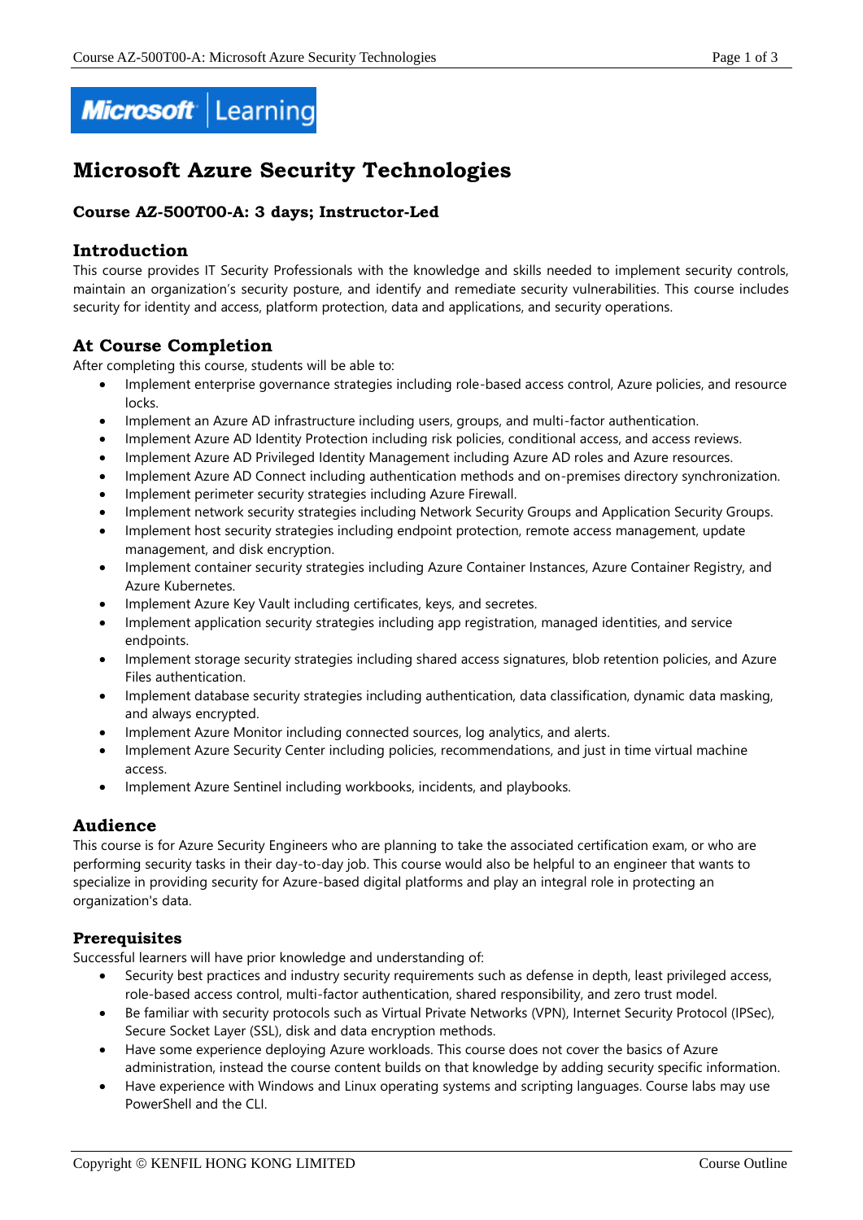# Microsoft Azure Security Technologies

### Course AZ-500T00-A: 3 days; Instructor-Led

## Introduction

This course provides IT Security Professionals with the knowledge and skills needed to implement security controls, maintain an organization's security posture, and identify and remediate security vulnerabilities. This course includes security for identity and access, platform protection, data and applications, and security operations.

## At Course Completion

After completing this course, students will be able to:

- Implement enterprise governance strategies including role-based access control, Azure policies, and resource locks.
- Implement an Azure AD infrastructure including users, groups, and multi-factor authentication.
- Implement Azure AD Identity Protection including risk policies, conditional access, and access reviews.
- Implement Azure AD Privileged Identity Management including Azure AD roles and Azure resources.
- Implement Azure AD Connect including authentication methods and on-premises directory synchronization.
- Implement perimeter security strategies including Azure Firewall.
- Implement network security strategies including Network Security Groups and Application Security Groups.
- Implement host security strategies including endpoint protection, remote access management, update management, and disk encryption.
- Implement container security strategies including Azure Container Instances, Azure Container Registry, and Azure Kubernetes.
- Implement Azure Key Vault including certificates, keys, and secretes.
- Implement application security strategies including app registration, managed identities, and service endpoints.
- Implement storage security strategies including shared access signatures, blob retention policies, and Azure Files authentication.
- Implement database security strategies including authentication, data classification, dynamic data masking, and always encrypted.
- Implement Azure Monitor including connected sources, log analytics, and alerts.
- Implement Azure Security Center including policies, recommendations, and just in time virtual machine access.
- Implement Azure Sentinel including workbooks, incidents, and playbooks.

## Audience

This course is for Azure Security Engineers who are planning to take the associated certification exam, or who are performing security tasks in their day-to-day job. This course would also be helpful to an engineer that wants to specialize in providing security for Azure-based digital platforms and play an integral role in protecting an organization's data.

### Prerequisites

Successful learners will have prior knowledge and understanding of:

- Security best practices and industry security requirements such as defense in depth, least privileged access, role-based access control, multi-factor authentication, shared responsibility, and zero trust model.
- Be familiar with security protocols such as Virtual Private Networks (VPN), Internet Security Protocol (IPSec), Secure Socket Layer (SSL), disk and data encryption methods.
- Have some experience deploying Azure workloads. This course does not cover the basics of Azure administration, instead the course content builds on that knowledge by adding security specific information.
- Have experience with Windows and Linux operating systems and scripting languages. Course labs may use PowerShell and the CLI.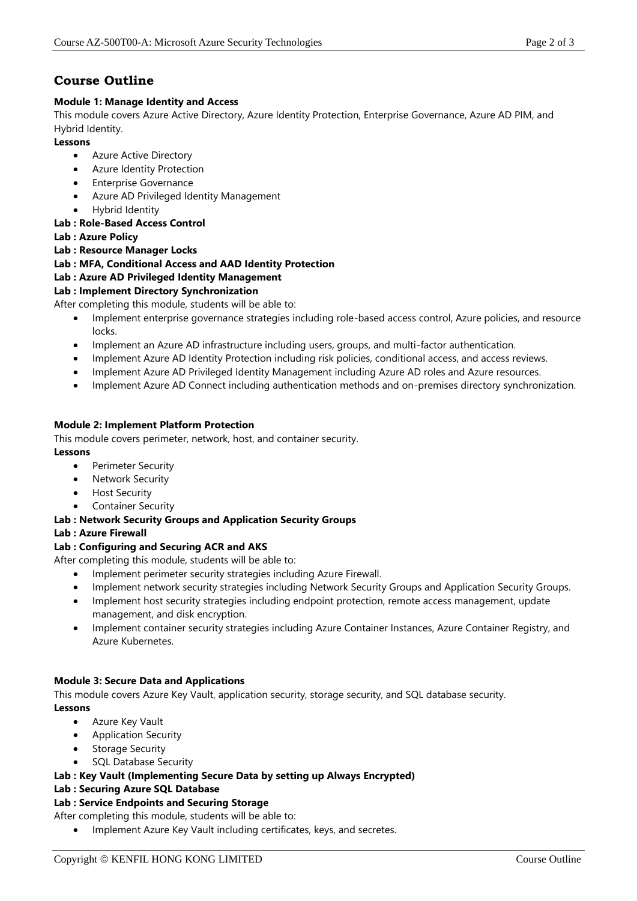## Course Outline

**Module 1: Manage Identity and Access**

This module covers Azure Active Directory, Azure Identity Protection, Enterprise Governance, Azure AD PIM, and Hybrid Identity.

**Lessons**

- Azure Active Directory
- Azure Identity Protection
- Enterprise Governance
- Azure AD Privileged Identity Management
- Hybrid Identity

**Lab : Role-Based Access Control**

**Lab : Azure Policy**

**Lab : Resource Manager Locks**

**Lab : MFA, Conditional Access and AAD Identity Protection**

**Lab : Azure AD Privileged Identity Management**

**Lab : Implement Directory Synchronization**

After completing this module, students will be able to:

- Implement enterprise governance strategies including role-based access control, Azure policies, and resource locks.
- Implement an Azure AD infrastructure including users, groups, and multi-factor authentication.
- Implement Azure AD Identity Protection including risk policies, conditional access, and access reviews.
- Implement Azure AD Privileged Identity Management including Azure AD roles and Azure resources.
- Implement Azure AD Connect including authentication methods and on-premises directory synchronization.

**Module 2: Implement Platform Protection**

This module covers perimeter, network, host, and container security.

**Lessons**

- Perimeter Security
- Network Security
- Host Security
- Container Security

**Lab : Network Security Groups and Application Security Groups**

**Lab : Azure Firewall**

**Lab : Configuring and Securing ACR and AKS**

After completing this module, students will be able to:

- Implement perimeter security strategies including Azure Firewall.
- Implement network security strategies including Network Security Groups and Application Security Groups.
- Implement host security strategies including endpoint protection, remote access management, update management, and disk encryption.
- Implement container security strategies including Azure Container Instances, Azure Container Registry, and Azure Kubernetes.

**Module 3: Secure Data and Applications**

This module covers Azure Key Vault, application security, storage security, and SQL database security.

**Lessons**

- Azure Key Vault
- Application Security
- Storage Security
- SQL Database Security

**Lab : Key Vault (Implementing Secure Data by setting up Always Encrypted)**

**Lab : Securing Azure SQL Database**

**Lab : Service Endpoints and Securing Storage**

After completing this module, students will be able to:

- Implement Azure Key Vault including certificates, keys, and secretes.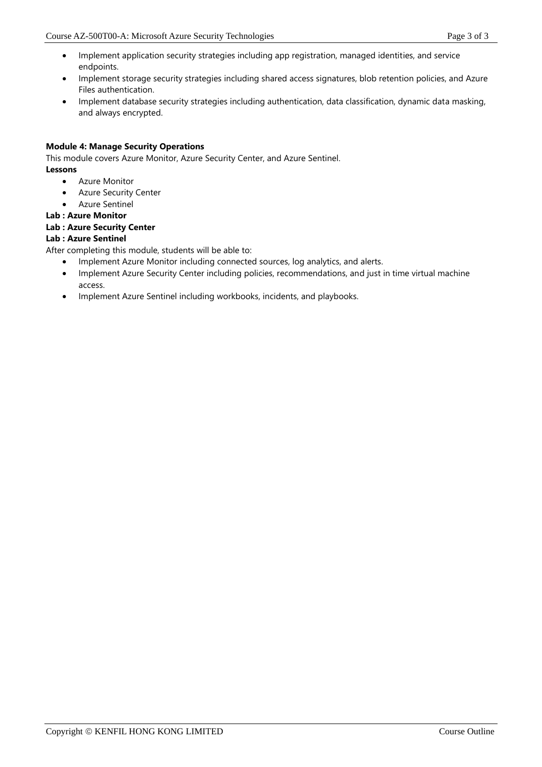- Implement application security strategies including app registration, managed identities, and service endpoints.
- Implement storage security strategies including shared access signatures, blob retention policies, and Azure Files authentication.
- Implement database security strategies including authentication, data classification, dynamic data masking, and always encrypted.

**Module 4: Manage Security Operations**

This module covers Azure Monitor, Azure Security Center, and Azure Sentinel.

**Lessons**

- Azure Monitor
- Azure Security Center
- Azure Sentinel

**Lab : Azure Monitor**

**Lab : Azure Security Center**

**Lab : Azure Sentinel**

After completing this module, students will be able to:

- Implement Azure Monitor including connected sources, log analytics, and alerts.
- Implement Azure Security Center including policies, recommendations, and just in time virtual machine access.
- Implement Azure Sentinel including workbooks, incidents, and playbooks.